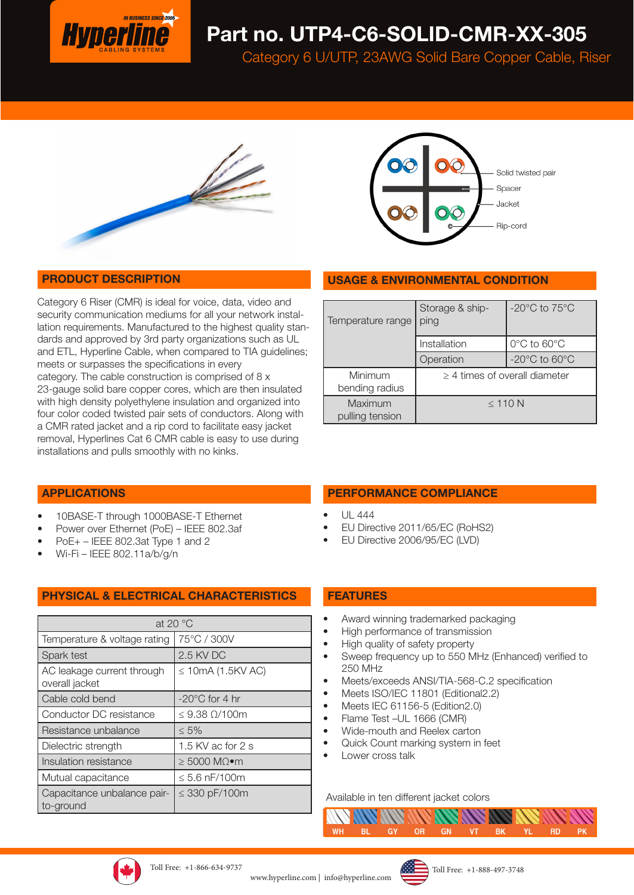# Part no. UTP4-C6-SOLID-CMR-XX-305

Category 6 U/UTP, 23AWG Solid Bare Copper Cable, Riser

Solid twisted pair
Spacer
Jacket
Rip-cord

## PRODUCT DESCRIPTION

Category 6 Riser (CMR) is ideal for voice, data, video and security communication mediums for all your network installation requirements. Manufactured to the highest quality standards and approved by 3rd party organizations such as UL and ETL, Hyperline Cable, when compared to TIA guidelines; meets or surpasses the specifications in every category. The cable construction is comprised of 8 x 23-gauge solid bare copper cores, which are then insulated with high density polyethylene insulation and organized into four color coded twisted pair sets of conductors. Along with a CMR rated jacket and a rip cord to facilitate easy jacket removal, Hyperlines Cat 6 CMR cable is easy to use during installations and pulls smoothly with no kinks.

## USAGE & ENVIRONMENTAL CONDITION

| | | |
|---|---|---|
| Temperature range | Storage & shipping | -20°C to 75°C |
| | Installation | 0°C to 60°C |
| | Operation | -20°C to 60°C |
| Minimum bending radius | ≥ 4 times of overall diameter | |
| Maximum pulling tension | ≤ 110 N | |

## APPLICATIONS

- 10BASE-T through 1000BASE-T Ethernet
- Power over Ethernet (PoE) – IEEE 802.3af
- PoE+ – IEEE 802.3at Type 1 and 2
- Wi-Fi – IEEE 802.11a/b/g/n

## PERFORMANCE COMPLIANCE

- UL 444
- EU Directive 2011/65/EC (RoHS2)
- EU Directive 2006/95/EC (LVD)

## PHYSICAL & ELECTRICAL CHARACTERISTICS

| at 20 °C | |
|---|---|
| Temperature & voltage rating | 75°C / 300V |
| Spark test | 2.5 KV DC |
| AC leakage current through overall jacket | ≤ 10mA (1.5KV AC) |
| Cable cold bend | -20°C for 4 hr |
| Conductor DC resistance | ≤ 9.38 Ω/100m |
| Resistance unbalance | ≤ 5% |
| Dielectric strength | 1.5 KV ac for 2 s |
| Insulation resistance | ≥ 5000 MΩ•m |
| Mutual capacitance | ≤ 5.6 nF/100m |
| Capacitance unbalance pair-to-ground | ≤ 330 pF/100m |

## FEATURES

- Award winning trademarked packaging
- High performance of transmission
- High quality of safety property
- Sweep frequency up to 550 MHz (Enhanced) verified to 250 MHz
- Meets/exceeds ANSI/TIA-568-C.2 specification
- Meets ISO/IEC 11801 (Editional2.2)
- Meets IEC 61156-5 (Edition2.0)
- Flame Test –UL 1666 (CMR)
- Wide-mouth and Reelex carton
- Quick Count marking system in feet
- Lower cross talk

Available in ten different jacket colors

WH BL GY OR GN VT BK YL RD PK

Toll Free: +1-866-634-9737
www.hyperline.com | info@hyperline.com
Toll Free: +1-888-497-3748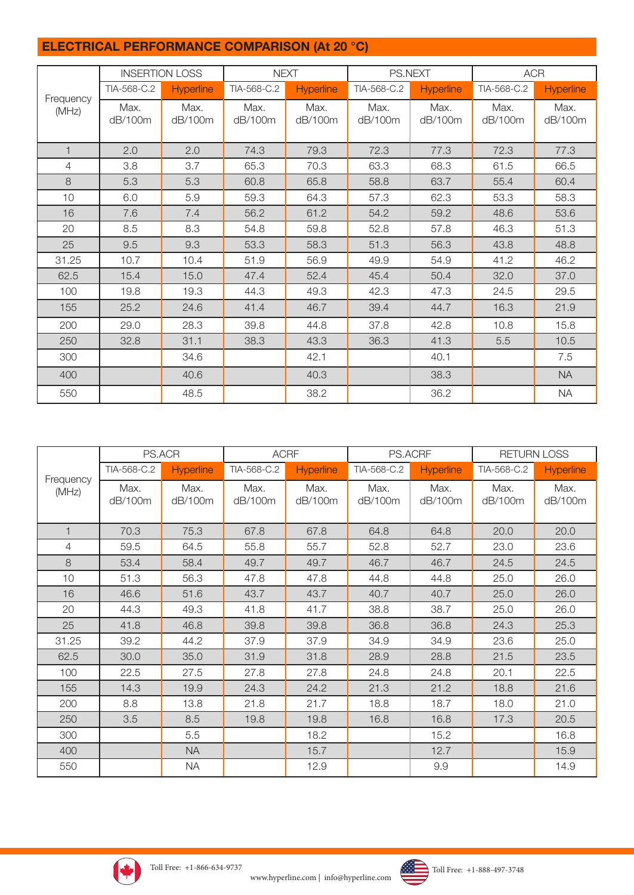## ELECTRICAL PERFORMANCE COMPARISON (At 20 °C)

| Frequency (MHz) | INSERTION LOSS | | NEXT | | PS.NEXT | | ACR | |
|---|---|---|---|---|---|---|---|---|
| | TIA-568-C.2 | Hyperline | TIA-568-C.2 | Hyperline | TIA-568-C.2 | Hyperline | TIA-568-C.2 | Hyperline |
| | Max. dB/100m | Max. dB/100m | Max. dB/100m | Max. dB/100m | Max. dB/100m | Max. dB/100m | Max. dB/100m | Max. dB/100m |
| 1 | 2.0 | 2.0 | 74.3 | 79.3 | 72.3 | 77.3 | 72.3 | 77.3 |
| 4 | 3.8 | 3.7 | 65.3 | 70.3 | 63.3 | 68.3 | 61.5 | 66.5 |
| 8 | 5.3 | 5.3 | 60.8 | 65.8 | 58.8 | 63.7 | 55.4 | 60.4 |
| 10 | 6.0 | 5.9 | 59.3 | 64.3 | 57.3 | 62.3 | 53.3 | 58.3 |
| 16 | 7.6 | 7.4 | 56.2 | 61.2 | 54.2 | 59.2 | 48.6 | 53.6 |
| 20 | 8.5 | 8.3 | 54.8 | 59.8 | 52.8 | 57.8 | 46.3 | 51.3 |
| 25 | 9.5 | 9.3 | 53.3 | 58.3 | 51.3 | 56.3 | 43.8 | 48.8 |
| 31.25 | 10.7 | 10.4 | 51.9 | 56.9 | 49.9 | 54.9 | 41.2 | 46.2 |
| 62.5 | 15.4 | 15.0 | 47.4 | 52.4 | 45.4 | 50.4 | 32.0 | 37.0 |
| 100 | 19.8 | 19.3 | 44.3 | 49.3 | 42.3 | 47.3 | 24.5 | 29.5 |
| 155 | 25.2 | 24.6 | 41.4 | 46.7 | 39.4 | 44.7 | 16.3 | 21.9 |
| 200 | 29.0 | 28.3 | 39.8 | 44.8 | 37.8 | 42.8 | 10.8 | 15.8 |
| 250 | 32.8 | 31.1 | 38.3 | 43.3 | 36.3 | 41.3 | 5.5 | 10.5 |
| 300 | | 34.6 | | 42.1 | | 40.1 | | 7.5 |
| 400 | | 40.6 | | 40.3 | | 38.3 | | NA |
| 550 | | 48.5 | | 38.2 | | 36.2 | | NA |

| Frequency (MHz) | PS.ACR | | ACRF | | PS.ACRF | | RETURN LOSS | |
|---|---|---|---|---|---|---|---|---|
| | TIA-568-C.2 | Hyperline | TIA-568-C.2 | Hyperline | TIA-568-C.2 | Hyperline | TIA-568-C.2 | Hyperline |
| | Max. dB/100m | Max. dB/100m | Max. dB/100m | Max. dB/100m | Max. dB/100m | Max. dB/100m | Max. dB/100m | Max. dB/100m |
| 1 | 70.3 | 75.3 | 67.8 | 67.8 | 64.8 | 64.8 | 20.0 | 20.0 |
| 4 | 59.5 | 64.5 | 55.8 | 55.7 | 52.8 | 52.7 | 23.0 | 23.6 |
| 8 | 53.4 | 58.4 | 49.7 | 49.7 | 46.7 | 46.7 | 24.5 | 24.5 |
| 10 | 51.3 | 56.3 | 47.8 | 47.8 | 44.8 | 44.8 | 25.0 | 26.0 |
| 16 | 46.6 | 51.6 | 43.7 | 43.7 | 40.7 | 40.7 | 25.0 | 26.0 |
| 20 | 44.3 | 49.3 | 41.8 | 41.7 | 38.8 | 38.7 | 25.0 | 26.0 |
| 25 | 41.8 | 46.8 | 39.8 | 39.8 | 36.8 | 36.8 | 24.3 | 25.3 |
| 31.25 | 39.2 | 44.2 | 37.9 | 37.9 | 34.9 | 34.9 | 23.6 | 25.0 |
| 62.5 | 30.0 | 35.0 | 31.9 | 31.8 | 28.9 | 28.8 | 21.5 | 23.5 |
| 100 | 22.5 | 27.5 | 27.8 | 27.8 | 24.8 | 24.8 | 20.1 | 22.5 |
| 155 | 14.3 | 19.9 | 24.3 | 24.2 | 21.3 | 21.2 | 18.8 | 21.6 |
| 200 | 8.8 | 13.8 | 21.8 | 21.7 | 18.8 | 18.7 | 18.0 | 21.0 |
| 250 | 3.5 | 8.5 | 19.8 | 19.8 | 16.8 | 16.8 | 17.3 | 20.5 |
| 300 | | 5.5 | | 18.2 | | 15.2 | | 16.8 |
| 400 | | NA | | 15.7 | | 12.7 | | 15.9 |
| 550 | | NA | | 12.9 | | 9.9 | | 14.9 |

Toll Free: +1-866-634-9737 www.hyperline.com | info@hyperline.com Toll Free: +1-888-497-3748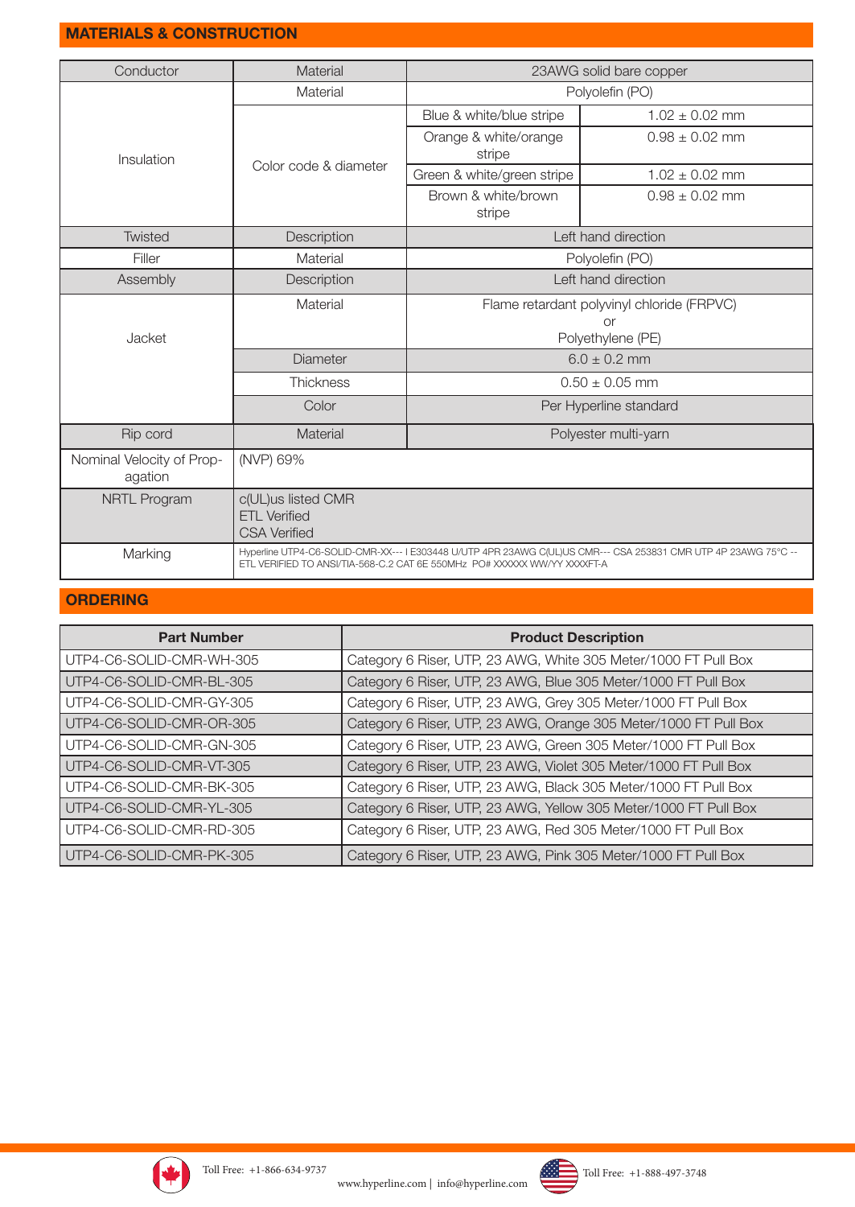## MATERIALS & CONSTRUCTION

| | | | |
|---|---|---|---|
| Conductor | Material | 23AWG solid bare copper | |
| Insulation | Material | Polyolefin (PO) | |
| | Color code & diameter | Blue & white/blue stripe | 1.02 ± 0.02 mm |
| | | Orange & white/orange stripe | 0.98 ± 0.02 mm |
| | | Green & white/green stripe | 1.02 ± 0.02 mm |
| | | Brown & white/brown stripe | 0.98 ± 0.02 mm |
| Twisted | Description | Left hand direction | |
| Filler | Material | Polyolefin (PO) | |
| Assembly | Description | Left hand direction | |
| Jacket | Material | Flame retardant polyvinyl chloride (FRPVC) or Polyethylene (PE) | |
| | Diameter | 6.0 ± 0.2 mm | |
| | Thickness | 0.50 ± 0.05 mm | |
| | Color | Per Hyperline standard | |
| Rip cord | Material | Polyester multi-yarn | |
| Nominal Velocity of Propagation | (NVP) 69% | | |
| NRTL Program | c(UL)us listed CMR<br>ETL Verified<br>CSA Verified | | |
| Marking | Hyperline UTP4-C6-SOLID-CMR-XX--- I E303448 U/UTP 4PR 23AWG C(UL)US CMR--- CSA 253831 CMR UTP 4P 23AWG 75°C -- ETL VERIFIED TO ANSI/TIA-568-C.2 CAT 6E 550MHz PO# XXXXXX WW/YY XXXXFT-A | | |

## ORDERING

| Part Number | Product Description |
|---|---|
| UTP4-C6-SOLID-CMR-WH-305 | Category 6 Riser, UTP, 23 AWG, White 305 Meter/1000 FT Pull Box |
| UTP4-C6-SOLID-CMR-BL-305 | Category 6 Riser, UTP, 23 AWG, Blue 305 Meter/1000 FT Pull Box |
| UTP4-C6-SOLID-CMR-GY-305 | Category 6 Riser, UTP, 23 AWG, Grey 305 Meter/1000 FT Pull Box |
| UTP4-C6-SOLID-CMR-OR-305 | Category 6 Riser, UTP, 23 AWG, Orange 305 Meter/1000 FT Pull Box |
| UTP4-C6-SOLID-CMR-GN-305 | Category 6 Riser, UTP, 23 AWG, Green 305 Meter/1000 FT Pull Box |
| UTP4-C6-SOLID-CMR-VT-305 | Category 6 Riser, UTP, 23 AWG, Violet 305 Meter/1000 FT Pull Box |
| UTP4-C6-SOLID-CMR-BK-305 | Category 6 Riser, UTP, 23 AWG, Black 305 Meter/1000 FT Pull Box |
| UTP4-C6-SOLID-CMR-YL-305 | Category 6 Riser, UTP, 23 AWG, Yellow 305 Meter/1000 FT Pull Box |
| UTP4-C6-SOLID-CMR-RD-305 | Category 6 Riser, UTP, 23 AWG, Red 305 Meter/1000 FT Pull Box |
| UTP4-C6-SOLID-CMR-PK-305 | Category 6 Riser, UTP, 23 AWG, Pink 305 Meter/1000 FT Pull Box |

Toll Free: +1-866-634-9737 www.hyperline.com | info@hyperline.com Toll Free: +1-888-497-3748